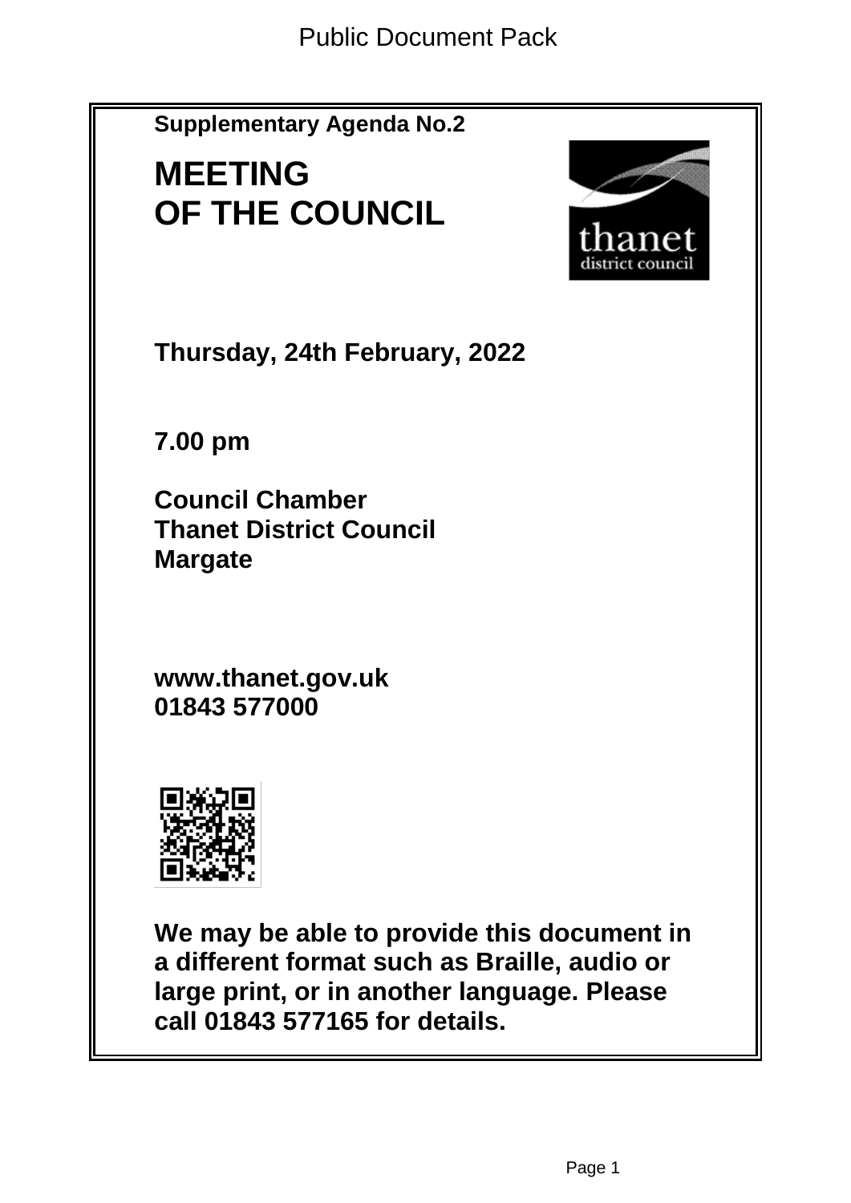Public Document Pack

**Supplementary Agenda No.2**

# MEETING OF THE COUNCIL

**Thursday, 24th February, 2022**

**7.00 pm**

**Council Chamber**
**Thanet District Council**
**Margate**

**www.thanet.gov.uk**
**01843 577000**

**We may be able to provide this document in a different format such as Braille, audio or large print, or in another language. Please call 01843 577165 for details.**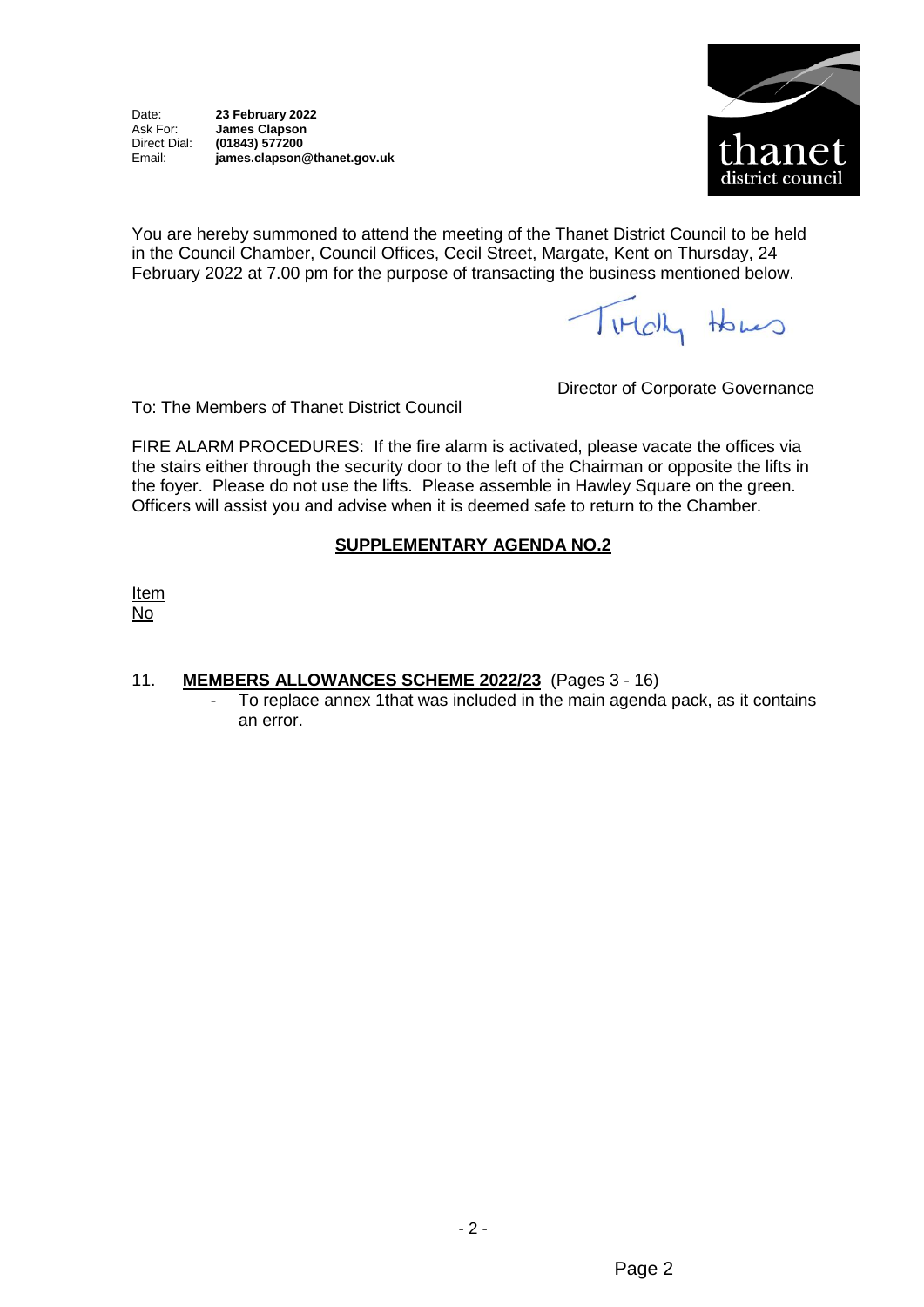Date: **23 February 2022**
Ask For: **James Clapson**
Direct Dial: **(01843) 577200**
Email: **james.clapson@thanet.gov.uk**

thanet
district council

You are hereby summoned to attend the meeting of the Thanet District Council to be held in the Council Chamber, Council Offices, Cecil Street, Margate, Kent on Thursday, 24 February 2022 at 7.00 pm for the purpose of transacting the business mentioned below.

Director of Corporate Governance

To: The Members of Thanet District Council

FIRE ALARM PROCEDURES: If the fire alarm is activated, please vacate the offices via the stairs either through the security door to the left of the Chairman or opposite the lifts in the foyer. Please do not use the lifts. Please assemble in Hawley Square on the green. Officers will assist you and advise when it is deemed safe to return to the Chamber.

## SUPPLEMENTARY AGENDA NO.2

Item No

11. **MEMBERS ALLOWANCES SCHEME 2022/23** (Pages 3 - 16)
    - To replace annex 1that was included in the main agenda pack, as it contains an error.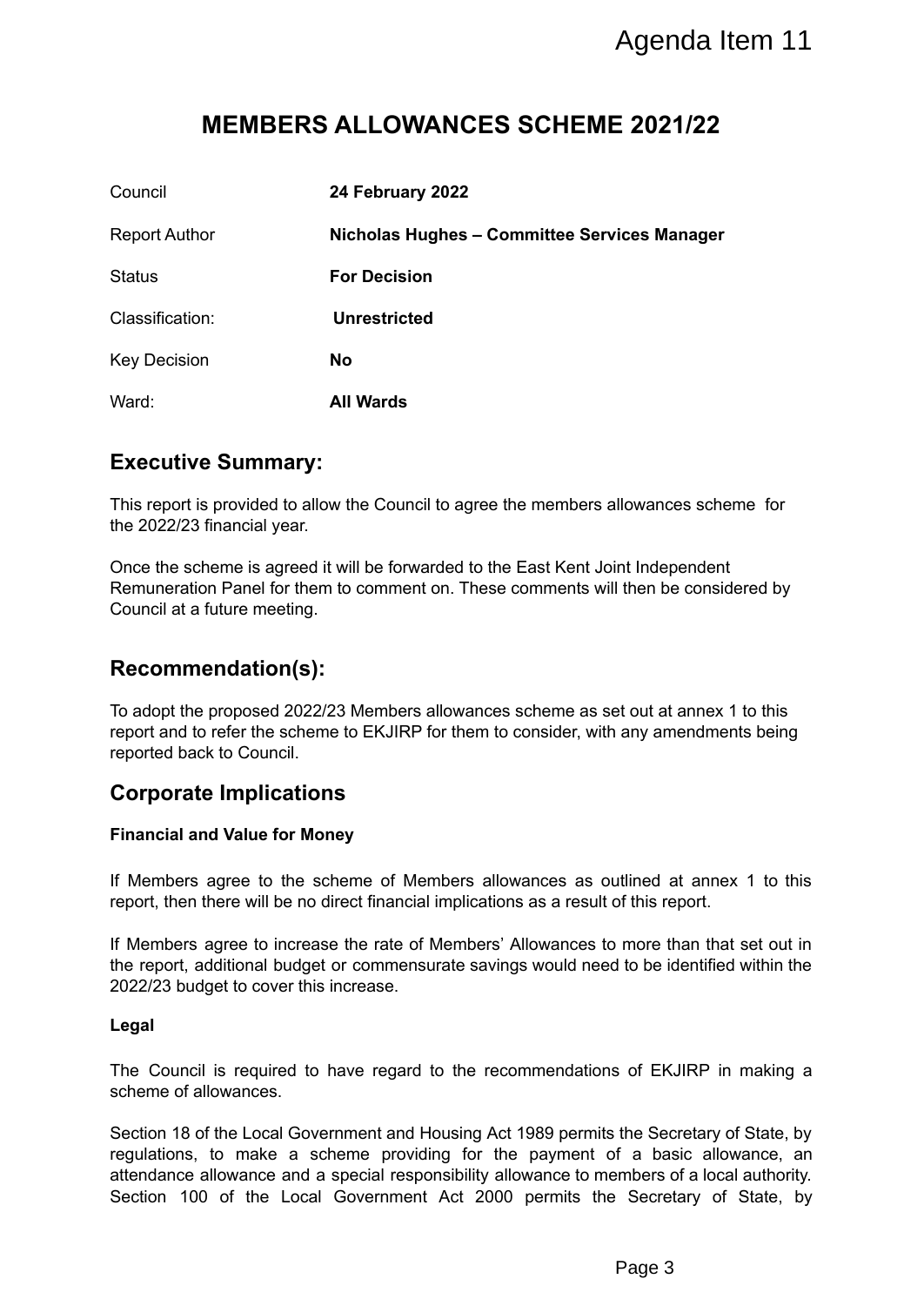Agenda Item 11

# MEMBERS ALLOWANCES SCHEME 2021/22

| | |
|---|---|
| Council | **24 February 2022** |
| Report Author | **Nicholas Hughes – Committee Services Manager** |
| Status | **For Decision** |
| Classification: | **Unrestricted** |
| Key Decision | **No** |
| Ward: | **All Wards** |

## Executive Summary:

This report is provided to allow the Council to agree the members allowances scheme for the 2022/23 financial year.

Once the scheme is agreed it will be forwarded to the East Kent Joint Independent Remuneration Panel for them to comment on. These comments will then be considered by Council at a future meeting.

## Recommendation(s):

To adopt the proposed 2022/23 Members allowances scheme as set out at annex 1 to this report and to refer the scheme to EKJIRP for them to consider, with any amendments being reported back to Council.

## Corporate Implications

### Financial and Value for Money

If Members agree to the scheme of Members allowances as outlined at annex 1 to this report, then there will be no direct financial implications as a result of this report.

If Members agree to increase the rate of Members' Allowances to more than that set out in the report, additional budget or commensurate savings would need to be identified within the 2022/23 budget to cover this increase.

### Legal

The Council is required to have regard to the recommendations of EKJIRP in making a scheme of allowances.

Section 18 of the Local Government and Housing Act 1989 permits the Secretary of State, by regulations, to make a scheme providing for the payment of a basic allowance, an attendance allowance and a special responsibility allowance to members of a local authority. Section 100 of the Local Government Act 2000 permits the Secretary of State, by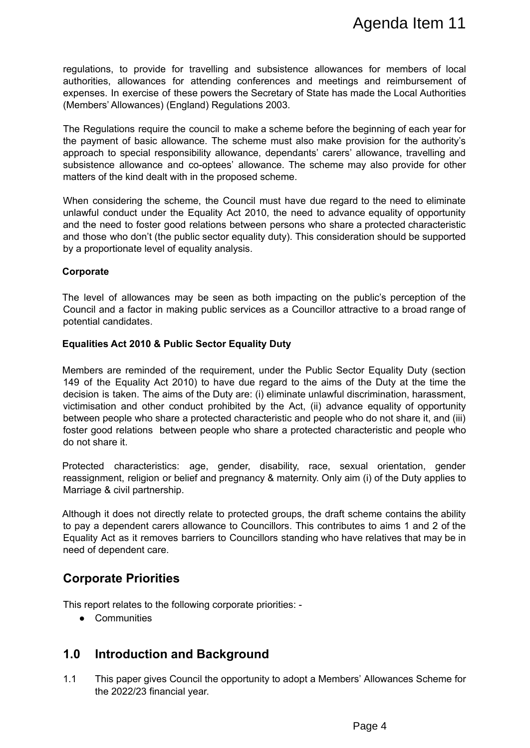regulations, to provide for travelling and subsistence allowances for members of local authorities, allowances for attending conferences and meetings and reimbursement of expenses. In exercise of these powers the Secretary of State has made the Local Authorities (Members' Allowances) (England) Regulations 2003.

The Regulations require the council to make a scheme before the beginning of each year for the payment of basic allowance. The scheme must also make provision for the authority's approach to special responsibility allowance, dependants' carers' allowance, travelling and subsistence allowance and co-optees' allowance. The scheme may also provide for other matters of the kind dealt with in the proposed scheme.

When considering the scheme, the Council must have due regard to the need to eliminate unlawful conduct under the Equality Act 2010, the need to advance equality of opportunity and the need to foster good relations between persons who share a protected characteristic and those who don't (the public sector equality duty). This consideration should be supported by a proportionate level of equality analysis.

**Corporate**

The level of allowances may be seen as both impacting on the public's perception of the Council and a factor in making public services as a Councillor attractive to a broad range of potential candidates.

**Equalities Act 2010 & Public Sector Equality Duty**

Members are reminded of the requirement, under the Public Sector Equality Duty (section 149 of the Equality Act 2010) to have due regard to the aims of the Duty at the time the decision is taken. The aims of the Duty are: (i) eliminate unlawful discrimination, harassment, victimisation and other conduct prohibited by the Act, (ii) advance equality of opportunity between people who share a protected characteristic and people who do not share it, and (iii) foster good relations between people who share a protected characteristic and people who do not share it.

Protected characteristics: age, gender, disability, race, sexual orientation, gender reassignment, religion or belief and pregnancy & maternity. Only aim (i) of the Duty applies to Marriage & civil partnership.

Although it does not directly relate to protected groups, the draft scheme contains the ability to pay a dependent carers allowance to Councillors. This contributes to aims 1 and 2 of the Equality Act as it removes barriers to Councillors standing who have relatives that may be in need of dependent care.

## Corporate Priorities

This report relates to the following corporate priorities: -

- Communities

## 1.0 Introduction and Background

1.1 This paper gives Council the opportunity to adopt a Members' Allowances Scheme for the 2022/23 financial year.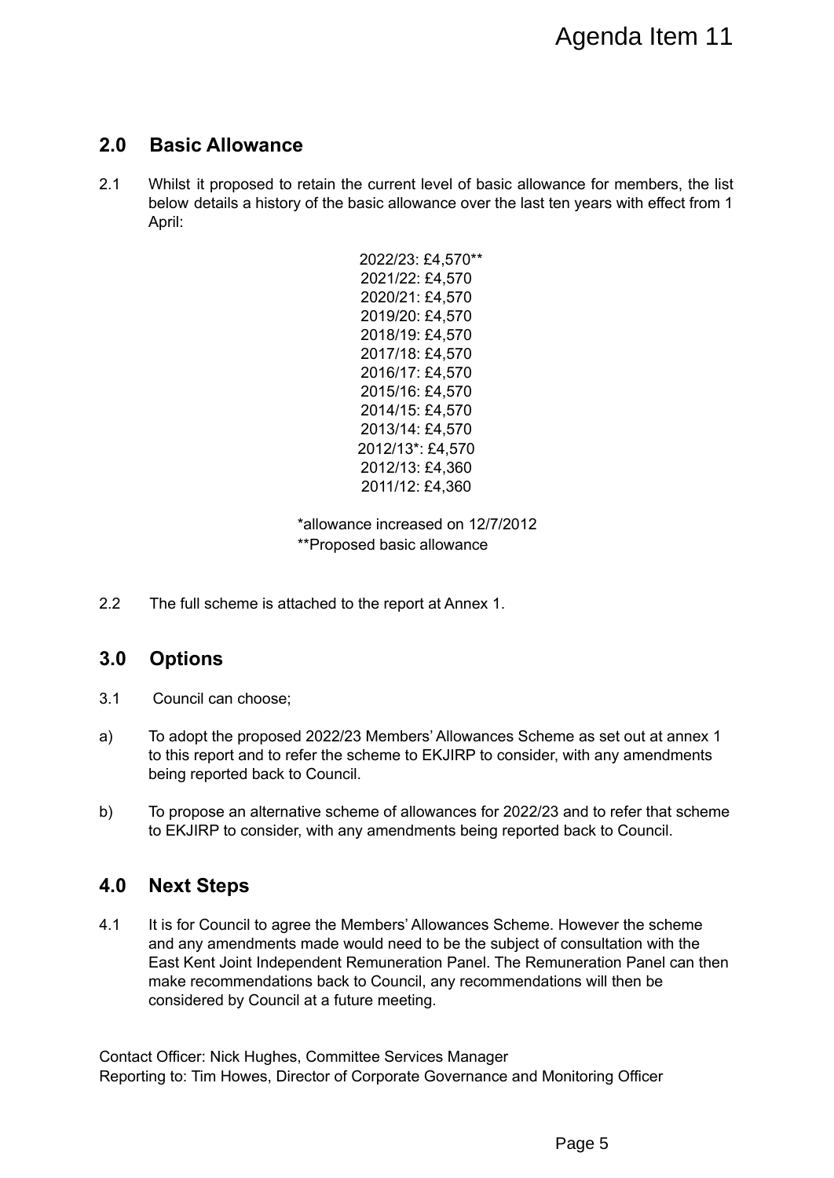Agenda Item 11

## 2.0 Basic Allowance

2.1 Whilst it proposed to retain the current level of basic allowance for members, the list below details a history of the basic allowance over the last ten years with effect from 1 April:

2022/23: £4,570**
2021/22: £4,570
2020/21: £4,570
2019/20: £4,570
2018/19: £4,570
2017/18: £4,570
2016/17: £4,570
2015/16: £4,570
2014/15: £4,570
2013/14: £4,570
2012/13*: £4,570
2012/13: £4,360
2011/12: £4,360

*allowance increased on 12/7/2012
**Proposed basic allowance

2.2 The full scheme is attached to the report at Annex 1.

## 3.0 Options

3.1 Council can choose;

a) To adopt the proposed 2022/23 Members' Allowances Scheme as set out at annex 1 to this report and to refer the scheme to EKJIRP to consider, with any amendments being reported back to Council.

b) To propose an alternative scheme of allowances for 2022/23 and to refer that scheme to EKJIRP to consider, with any amendments being reported back to Council.

## 4.0 Next Steps

4.1 It is for Council to agree the Members' Allowances Scheme. However the scheme and any amendments made would need to be the subject of consultation with the East Kent Joint Independent Remuneration Panel. The Remuneration Panel can then make recommendations back to Council, any recommendations will then be considered by Council at a future meeting.

Contact Officer: Nick Hughes, Committee Services Manager
Reporting to: Tim Howes, Director of Corporate Governance and Monitoring Officer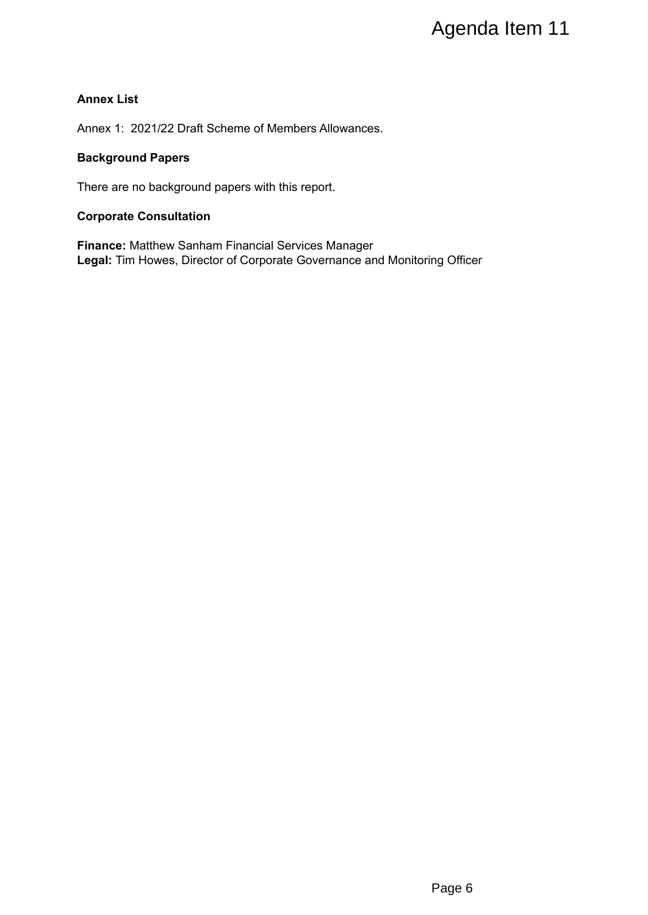**Annex List**

Annex 1: 2021/22 Draft Scheme of Members Allowances.

**Background Papers**

There are no background papers with this report.

**Corporate Consultation**

**Finance:** Matthew Sanham Financial Services Manager
**Legal:** Tim Howes, Director of Corporate Governance and Monitoring Officer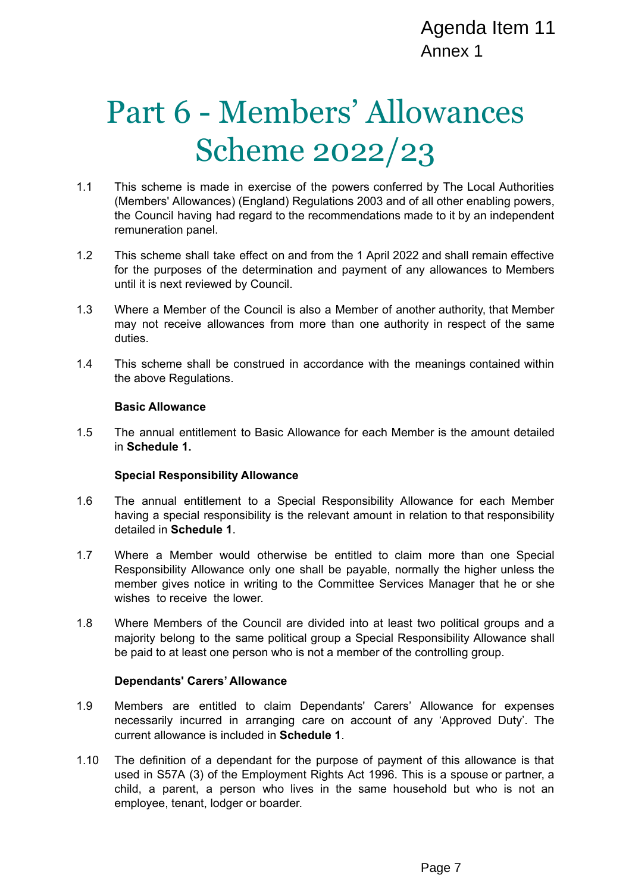Agenda Item 11
Annex 1

# Part 6 - Members' Allowances Scheme 2022/23

1.1 This scheme is made in exercise of the powers conferred by The Local Authorities (Members' Allowances) (England) Regulations 2003 and of all other enabling powers, the Council having had regard to the recommendations made to it by an independent remuneration panel.

1.2 This scheme shall take effect on and from the 1 April 2022 and shall remain effective for the purposes of the determination and payment of any allowances to Members until it is next reviewed by Council.

1.3 Where a Member of the Council is also a Member of another authority, that Member may not receive allowances from more than one authority in respect of the same duties.

1.4 This scheme shall be construed in accordance with the meanings contained within the above Regulations.

**Basic Allowance**

1.5 The annual entitlement to Basic Allowance for each Member is the amount detailed in **Schedule 1.**

**Special Responsibility Allowance**

1.6 The annual entitlement to a Special Responsibility Allowance for each Member having a special responsibility is the relevant amount in relation to that responsibility detailed in **Schedule 1**.

1.7 Where a Member would otherwise be entitled to claim more than one Special Responsibility Allowance only one shall be payable, normally the higher unless the member gives notice in writing to the Committee Services Manager that he or she wishes to receive the lower.

1.8 Where Members of the Council are divided into at least two political groups and a majority belong to the same political group a Special Responsibility Allowance shall be paid to at least one person who is not a member of the controlling group.

**Dependants' Carers' Allowance**

1.9 Members are entitled to claim Dependants' Carers' Allowance for expenses necessarily incurred in arranging care on account of any 'Approved Duty'. The current allowance is included in **Schedule 1**.

1.10 The definition of a dependant for the purpose of payment of this allowance is that used in S57A (3) of the Employment Rights Act 1996. This is a spouse or partner, a child, a parent, a person who lives in the same household but who is not an employee, tenant, lodger or boarder.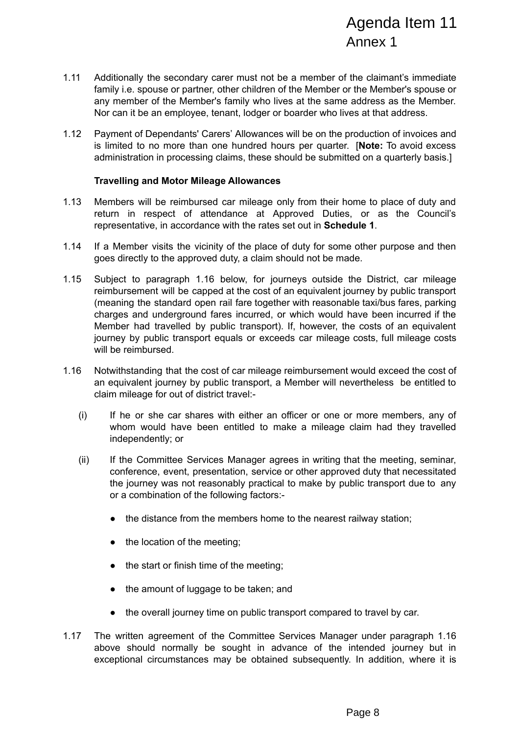1.11 Additionally the secondary carer must not be a member of the claimant's immediate family i.e. spouse or partner, other children of the Member or the Member's spouse or any member of the Member's family who lives at the same address as the Member. Nor can it be an employee, tenant, lodger or boarder who lives at that address.

1.12 Payment of Dependants' Carers' Allowances will be on the production of invoices and is limited to no more than one hundred hours per quarter. [**Note:** To avoid excess administration in processing claims, these should be submitted on a quarterly basis.]

**Travelling and Motor Mileage Allowances**

1.13 Members will be reimbursed car mileage only from their home to place of duty and return in respect of attendance at Approved Duties, or as the Council's representative, in accordance with the rates set out in **Schedule 1**.

1.14 If a Member visits the vicinity of the place of duty for some other purpose and then goes directly to the approved duty, a claim should not be made.

1.15 Subject to paragraph 1.16 below, for journeys outside the District, car mileage reimbursement will be capped at the cost of an equivalent journey by public transport (meaning the standard open rail fare together with reasonable taxi/bus fares, parking charges and underground fares incurred, or which would have been incurred if the Member had travelled by public transport). If, however, the costs of an equivalent journey by public transport equals or exceeds car mileage costs, full mileage costs will be reimbursed.

1.16 Notwithstanding that the cost of car mileage reimbursement would exceed the cost of an equivalent journey by public transport, a Member will nevertheless be entitled to claim mileage for out of district travel:-

(i) If he or she car shares with either an officer or one or more members, any of whom would have been entitled to make a mileage claim had they travelled independently; or

(ii) If the Committee Services Manager agrees in writing that the meeting, seminar, conference, event, presentation, service or other approved duty that necessitated the journey was not reasonably practical to make by public transport due to any or a combination of the following factors:-

- the distance from the members home to the nearest railway station;
- the location of the meeting;
- the start or finish time of the meeting;
- the amount of luggage to be taken; and
- the overall journey time on public transport compared to travel by car.

1.17 The written agreement of the Committee Services Manager under paragraph 1.16 above should normally be sought in advance of the intended journey but in exceptional circumstances may be obtained subsequently. In addition, where it is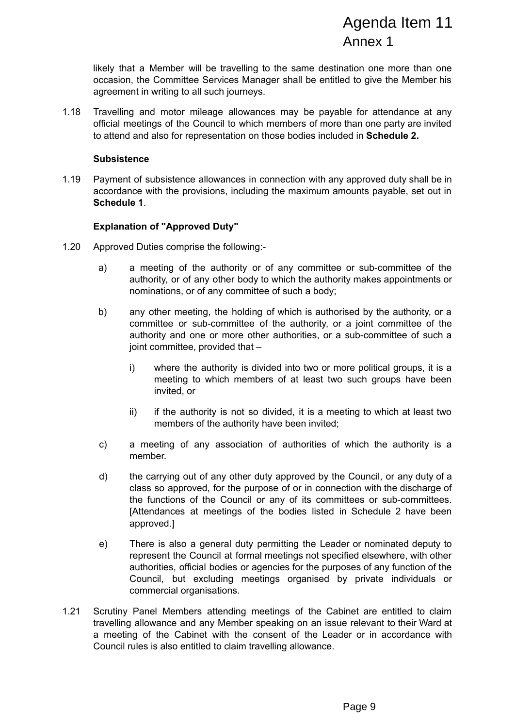Agenda Item 11
Annex 1

likely that a Member will be travelling to the same destination one more than one occasion, the Committee Services Manager shall be entitled to give the Member his agreement in writing to all such journeys.

1.18 Travelling and motor mileage allowances may be payable for attendance at any official meetings of the Council to which members of more than one party are invited to attend and also for representation on those bodies included in **Schedule 2.**

**Subsistence**

1.19 Payment of subsistence allowances in connection with any approved duty shall be in accordance with the provisions, including the maximum amounts payable, set out in **Schedule 1**.

**Explanation of "Approved Duty"**

1.20 Approved Duties comprise the following:-

a) a meeting of the authority or of any committee or sub-committee of the authority, or of any other body to which the authority makes appointments or nominations, or of any committee of such a body;

b) any other meeting, the holding of which is authorised by the authority, or a committee or sub-committee of the authority, or a joint committee of the authority and one or more other authorities, or a sub-committee of such a joint committee, provided that –

i) where the authority is divided into two or more political groups, it is a meeting to which members of at least two such groups have been invited, or

ii) if the authority is not so divided, it is a meeting to which at least two members of the authority have been invited;

c) a meeting of any association of authorities of which the authority is a member.

d) the carrying out of any other duty approved by the Council, or any duty of a class so approved, for the purpose of or in connection with the discharge of the functions of the Council or any of its committees or sub-committees. [Attendances at meetings of the bodies listed in Schedule 2 have been approved.]

e) There is also a general duty permitting the Leader or nominated deputy to represent the Council at formal meetings not specified elsewhere, with other authorities, official bodies or agencies for the purposes of any function of the Council, but excluding meetings organised by private individuals or commercial organisations.

1.21 Scrutiny Panel Members attending meetings of the Cabinet are entitled to claim travelling allowance and any Member speaking on an issue relevant to their Ward at a meeting of the Cabinet with the consent of the Leader or in accordance with Council rules is also entitled to claim travelling allowance.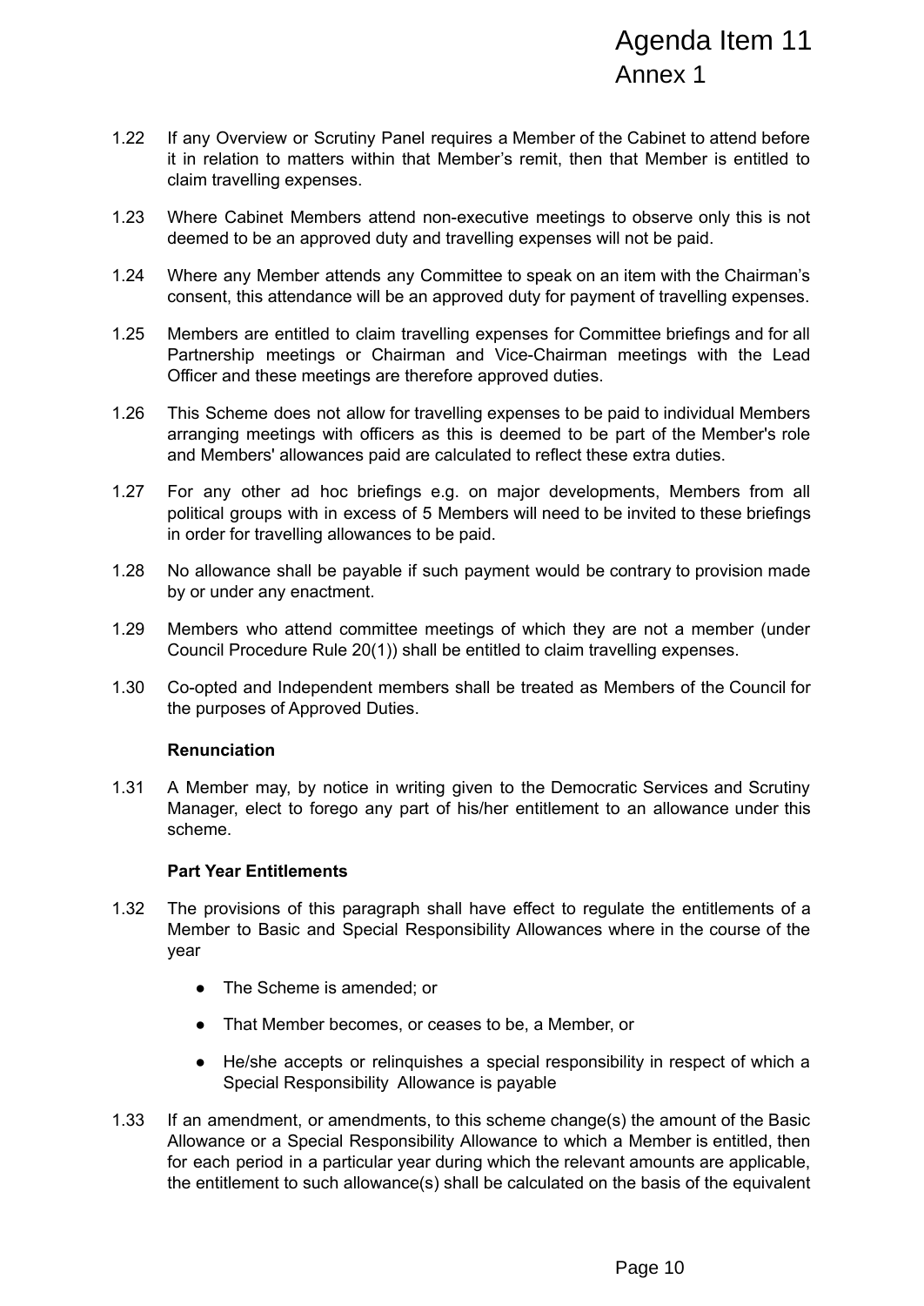1.22 If any Overview or Scrutiny Panel requires a Member of the Cabinet to attend before it in relation to matters within that Member's remit, then that Member is entitled to claim travelling expenses.

1.23 Where Cabinet Members attend non-executive meetings to observe only this is not deemed to be an approved duty and travelling expenses will not be paid.

1.24 Where any Member attends any Committee to speak on an item with the Chairman's consent, this attendance will be an approved duty for payment of travelling expenses.

1.25 Members are entitled to claim travelling expenses for Committee briefings and for all Partnership meetings or Chairman and Vice-Chairman meetings with the Lead Officer and these meetings are therefore approved duties.

1.26 This Scheme does not allow for travelling expenses to be paid to individual Members arranging meetings with officers as this is deemed to be part of the Member's role and Members' allowances paid are calculated to reflect these extra duties.

1.27 For any other ad hoc briefings e.g. on major developments, Members from all political groups with in excess of 5 Members will need to be invited to these briefings in order for travelling allowances to be paid.

1.28 No allowance shall be payable if such payment would be contrary to provision made by or under any enactment.

1.29 Members who attend committee meetings of which they are not a member (under Council Procedure Rule 20(1)) shall be entitled to claim travelling expenses.

1.30 Co-opted and Independent members shall be treated as Members of the Council for the purposes of Approved Duties.

**Renunciation**

1.31 A Member may, by notice in writing given to the Democratic Services and Scrutiny Manager, elect to forego any part of his/her entitlement to an allowance under this scheme.

**Part Year Entitlements**

1.32 The provisions of this paragraph shall have effect to regulate the entitlements of a Member to Basic and Special Responsibility Allowances where in the course of the year

- The Scheme is amended; or
- That Member becomes, or ceases to be, a Member, or
- He/she accepts or relinquishes a special responsibility in respect of which a Special Responsibility Allowance is payable

1.33 If an amendment, or amendments, to this scheme change(s) the amount of the Basic Allowance or a Special Responsibility Allowance to which a Member is entitled, then for each period in a particular year during which the relevant amounts are applicable, the entitlement to such allowance(s) shall be calculated on the basis of the equivalent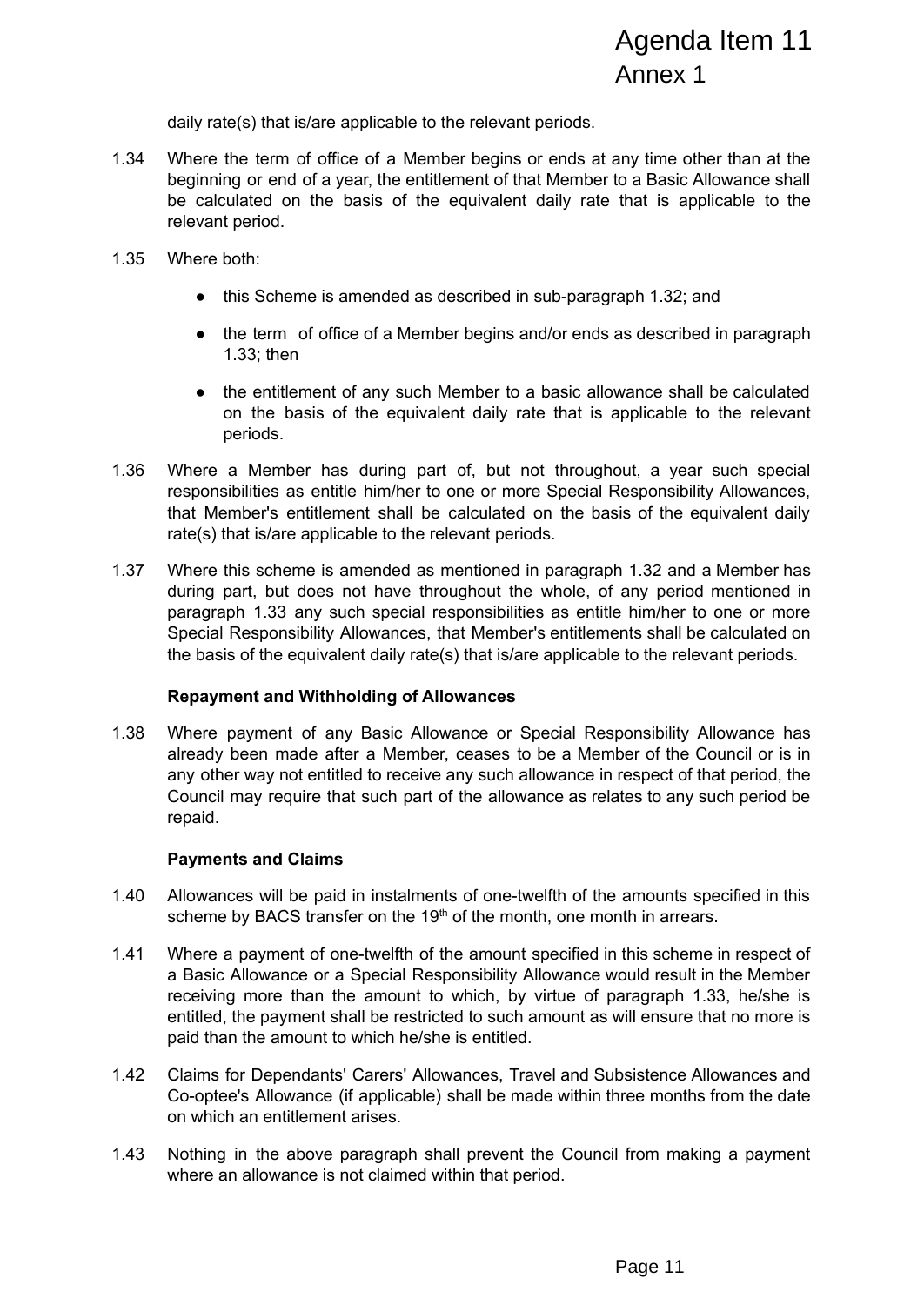daily rate(s) that is/are applicable to the relevant periods.

1.34 Where the term of office of a Member begins or ends at any time other than at the beginning or end of a year, the entitlement of that Member to a Basic Allowance shall be calculated on the basis of the equivalent daily rate that is applicable to the relevant period.

1.35 Where both:

- this Scheme is amended as described in sub-paragraph 1.32; and
- the term of office of a Member begins and/or ends as described in paragraph 1.33; then
- the entitlement of any such Member to a basic allowance shall be calculated on the basis of the equivalent daily rate that is applicable to the relevant periods.

1.36 Where a Member has during part of, but not throughout, a year such special responsibilities as entitle him/her to one or more Special Responsibility Allowances, that Member's entitlement shall be calculated on the basis of the equivalent daily rate(s) that is/are applicable to the relevant periods.

1.37 Where this scheme is amended as mentioned in paragraph 1.32 and a Member has during part, but does not have throughout the whole, of any period mentioned in paragraph 1.33 any such special responsibilities as entitle him/her to one or more Special Responsibility Allowances, that Member's entitlements shall be calculated on the basis of the equivalent daily rate(s) that is/are applicable to the relevant periods.

**Repayment and Withholding of Allowances**

1.38 Where payment of any Basic Allowance or Special Responsibility Allowance has already been made after a Member, ceases to be a Member of the Council or is in any other way not entitled to receive any such allowance in respect of that period, the Council may require that such part of the allowance as relates to any such period be repaid.

**Payments and Claims**

1.40 Allowances will be paid in instalments of one-twelfth of the amounts specified in this scheme by BACS transfer on the 19th of the month, one month in arrears.

1.41 Where a payment of one-twelfth of the amount specified in this scheme in respect of a Basic Allowance or a Special Responsibility Allowance would result in the Member receiving more than the amount to which, by virtue of paragraph 1.33, he/she is entitled, the payment shall be restricted to such amount as will ensure that no more is paid than the amount to which he/she is entitled.

1.42 Claims for Dependants' Carers' Allowances, Travel and Subsistence Allowances and Co-optee's Allowance (if applicable) shall be made within three months from the date on which an entitlement arises.

1.43 Nothing in the above paragraph shall prevent the Council from making a payment where an allowance is not claimed within that period.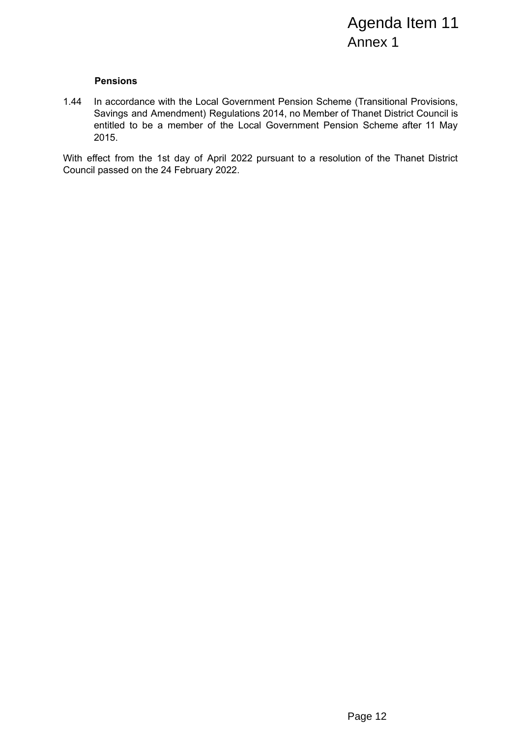Agenda Item 11
Annex 1

**Pensions**

1.44 In accordance with the Local Government Pension Scheme (Transitional Provisions, Savings and Amendment) Regulations 2014, no Member of Thanet District Council is entitled to be a member of the Local Government Pension Scheme after 11 May 2015.

With effect from the 1st day of April 2022 pursuant to a resolution of the Thanet District Council passed on the 24 February 2022.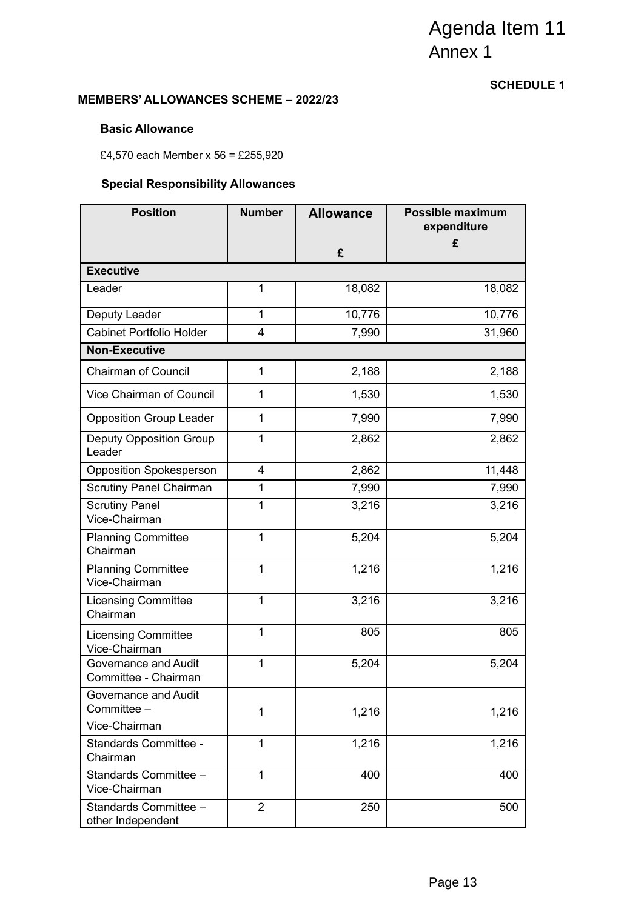Agenda Item 11
Annex 1

**SCHEDULE 1**

**MEMBERS' ALLOWANCES SCHEME – 2022/23**

**Basic Allowance**

£4,570 each Member x 56 = £255,920

**Special Responsibility Allowances**

| Position | Number | Allowance £ | Possible maximum expenditure £ |
|---|---|---|---|
| **Executive** | | | |
| Leader | 1 | 18,082 | 18,082 |
| Deputy Leader | 1 | 10,776 | 10,776 |
| Cabinet Portfolio Holder | 4 | 7,990 | 31,960 |
| **Non-Executive** | | | |
| Chairman of Council | 1 | 2,188 | 2,188 |
| Vice Chairman of Council | 1 | 1,530 | 1,530 |
| Opposition Group Leader | 1 | 7,990 | 7,990 |
| Deputy Opposition Group Leader | 1 | 2,862 | 2,862 |
| Opposition Spokesperson | 4 | 2,862 | 11,448 |
| Scrutiny Panel Chairman | 1 | 7,990 | 7,990 |
| Scrutiny Panel Vice-Chairman | 1 | 3,216 | 3,216 |
| Planning Committee Chairman | 1 | 5,204 | 5,204 |
| Planning Committee Vice-Chairman | 1 | 1,216 | 1,216 |
| Licensing Committee Chairman | 1 | 3,216 | 3,216 |
| Licensing Committee Vice-Chairman | 1 | 805 | 805 |
| Governance and Audit Committee - Chairman | 1 | 5,204 | 5,204 |
| Governance and Audit Committee – Vice-Chairman | 1 | 1,216 | 1,216 |
| Standards Committee - Chairman | 1 | 1,216 | 1,216 |
| Standards Committee – Vice-Chairman | 1 | 400 | 400 |
| Standards Committee – other Independent | 2 | 250 | 500 |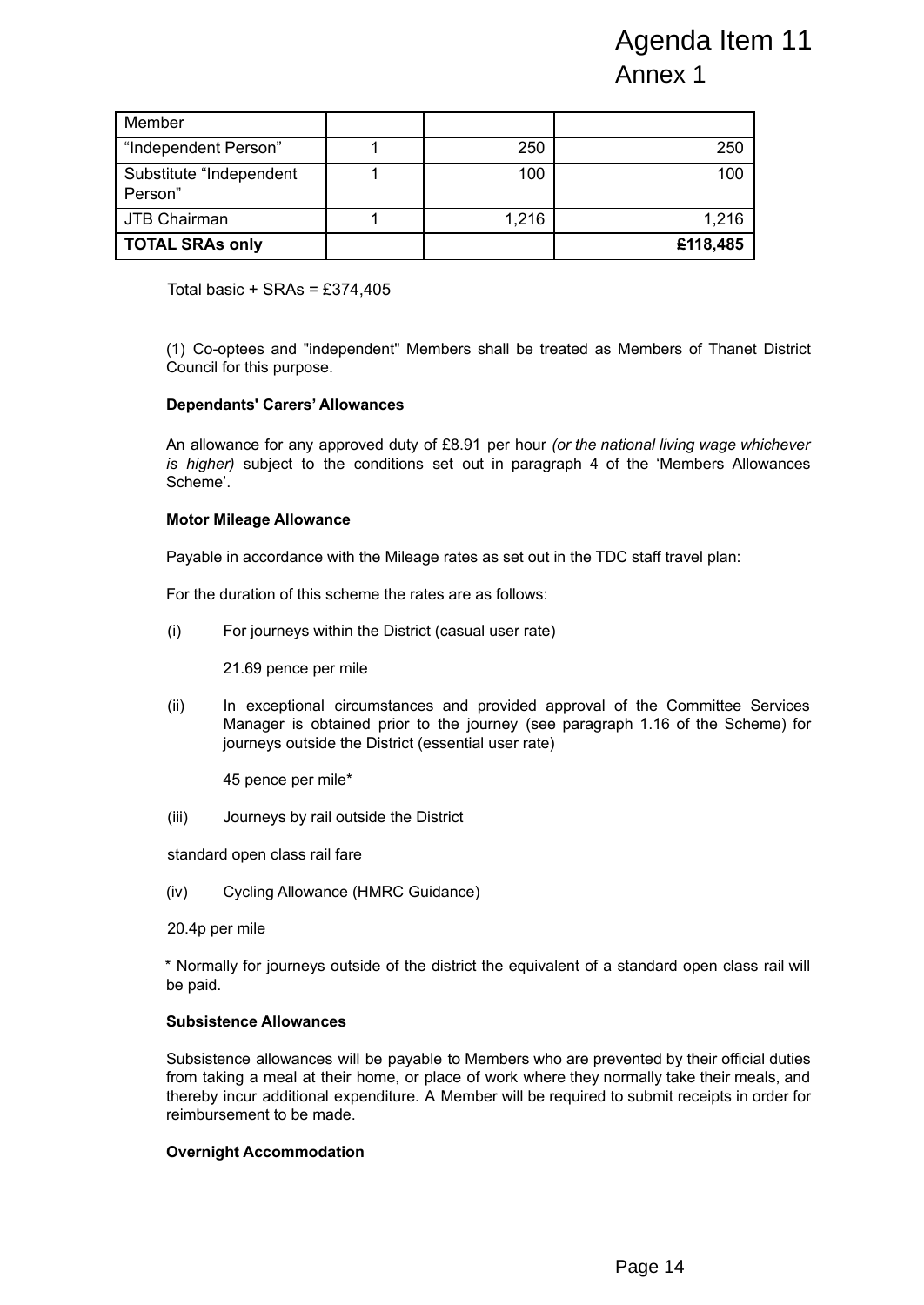Agenda Item 11
Annex 1

| | | | |
|---|---|---|---|
| Member | | | |
| "Independent Person" | 1 | 250 | 250 |
| Substitute "Independent Person" | 1 | 100 | 100 |
| JTB Chairman | 1 | 1,216 | 1,216 |
| **TOTAL SRAs only** | | | **£118,485** |

Total basic + SRAs = £374,405

(1) Co-optees and "independent" Members shall be treated as Members of Thanet District Council for this purpose.

**Dependants' Carers' Allowances**

An allowance for any approved duty of £8.91 per hour *(or the national living wage whichever is higher)* subject to the conditions set out in paragraph 4 of the 'Members Allowances Scheme'.

**Motor Mileage Allowance**

Payable in accordance with the Mileage rates as set out in the TDC staff travel plan:

For the duration of this scheme the rates are as follows:

(i) For journeys within the District (casual user rate)

21.69 pence per mile

(ii) In exceptional circumstances and provided approval of the Committee Services Manager is obtained prior to the journey (see paragraph 1.16 of the Scheme) for journeys outside the District (essential user rate)

45 pence per mile*

(iii) Journeys by rail outside the District

standard open class rail fare

(iv) Cycling Allowance (HMRC Guidance)

20.4p per mile

* Normally for journeys outside of the district the equivalent of a standard open class rail will be paid.

**Subsistence Allowances**

Subsistence allowances will be payable to Members who are prevented by their official duties from taking a meal at their home, or place of work where they normally take their meals, and thereby incur additional expenditure. A Member will be required to submit receipts in order for reimbursement to be made.

**Overnight Accommodation**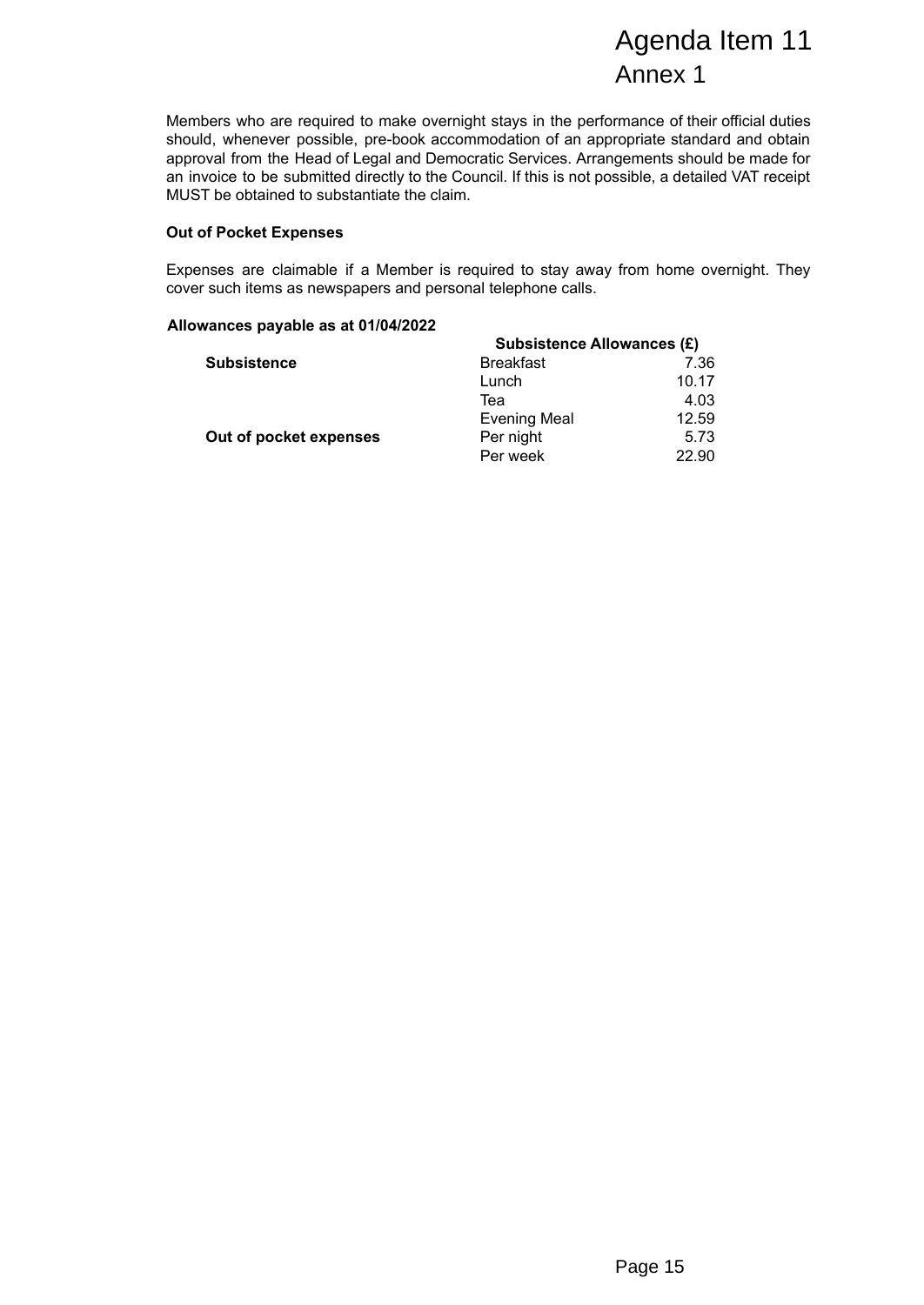# Agenda Item 11

## Annex 1

Members who are required to make overnight stays in the performance of their official duties should, whenever possible, pre-book accommodation of an appropriate standard and obtain approval from the Head of Legal and Democratic Services. Arrangements should be made for an invoice to be submitted directly to the Council. If this is not possible, a detailed VAT receipt MUST be obtained to substantiate the claim.

**Out of Pocket Expenses**

Expenses are claimable if a Member is required to stay away from home overnight. They cover such items as newspapers and personal telephone calls.

**Allowances payable as at 01/04/2022**

| | **Subsistence Allowances (£)** | |
|---|---|---|
| **Subsistence** | Breakfast | 7.36 |
| | Lunch | 10.17 |
| | Tea | 4.03 |
| | Evening Meal | 12.59 |
| **Out of pocket expenses** | Per night | 5.73 |
| | Per week | 22.90 |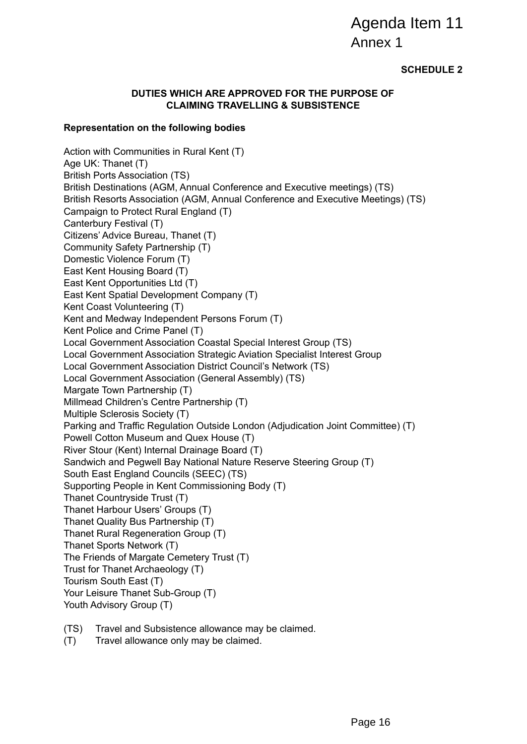Agenda Item 11
Annex 1

**SCHEDULE 2**

## DUTIES WHICH ARE APPROVED FOR THE PURPOSE OF CLAIMING TRAVELLING & SUBSISTENCE

**Representation on the following bodies**

Action with Communities in Rural Kent (T)
Age UK: Thanet (T)
British Ports Association (TS)
British Destinations (AGM, Annual Conference and Executive meetings) (TS)
British Resorts Association (AGM, Annual Conference and Executive Meetings) (TS)
Campaign to Protect Rural England (T)
Canterbury Festival (T)
Citizens' Advice Bureau, Thanet (T)
Community Safety Partnership (T)
Domestic Violence Forum (T)
East Kent Housing Board (T)
East Kent Opportunities Ltd (T)
East Kent Spatial Development Company (T)
Kent Coast Volunteering (T)
Kent and Medway Independent Persons Forum (T)
Kent Police and Crime Panel (T)
Local Government Association Coastal Special Interest Group (TS)
Local Government Association Strategic Aviation Specialist Interest Group
Local Government Association District Council's Network (TS)
Local Government Association (General Assembly) (TS)
Margate Town Partnership (T)
Millmead Children's Centre Partnership (T)
Multiple Sclerosis Society (T)
Parking and Traffic Regulation Outside London (Adjudication Joint Committee) (T)
Powell Cotton Museum and Quex House (T)
River Stour (Kent) Internal Drainage Board (T)
Sandwich and Pegwell Bay National Nature Reserve Steering Group (T)
South East England Councils (SEEC) (TS)
Supporting People in Kent Commissioning Body (T)
Thanet Countryside Trust (T)
Thanet Harbour Users' Groups (T)
Thanet Quality Bus Partnership (T)
Thanet Rural Regeneration Group (T)
Thanet Sports Network (T)
The Friends of Margate Cemetery Trust (T)
Trust for Thanet Archaeology (T)
Tourism South East (T)
Your Leisure Thanet Sub-Group (T)
Youth Advisory Group (T)

(TS) Travel and Subsistence allowance may be claimed.
(T) Travel allowance only may be claimed.